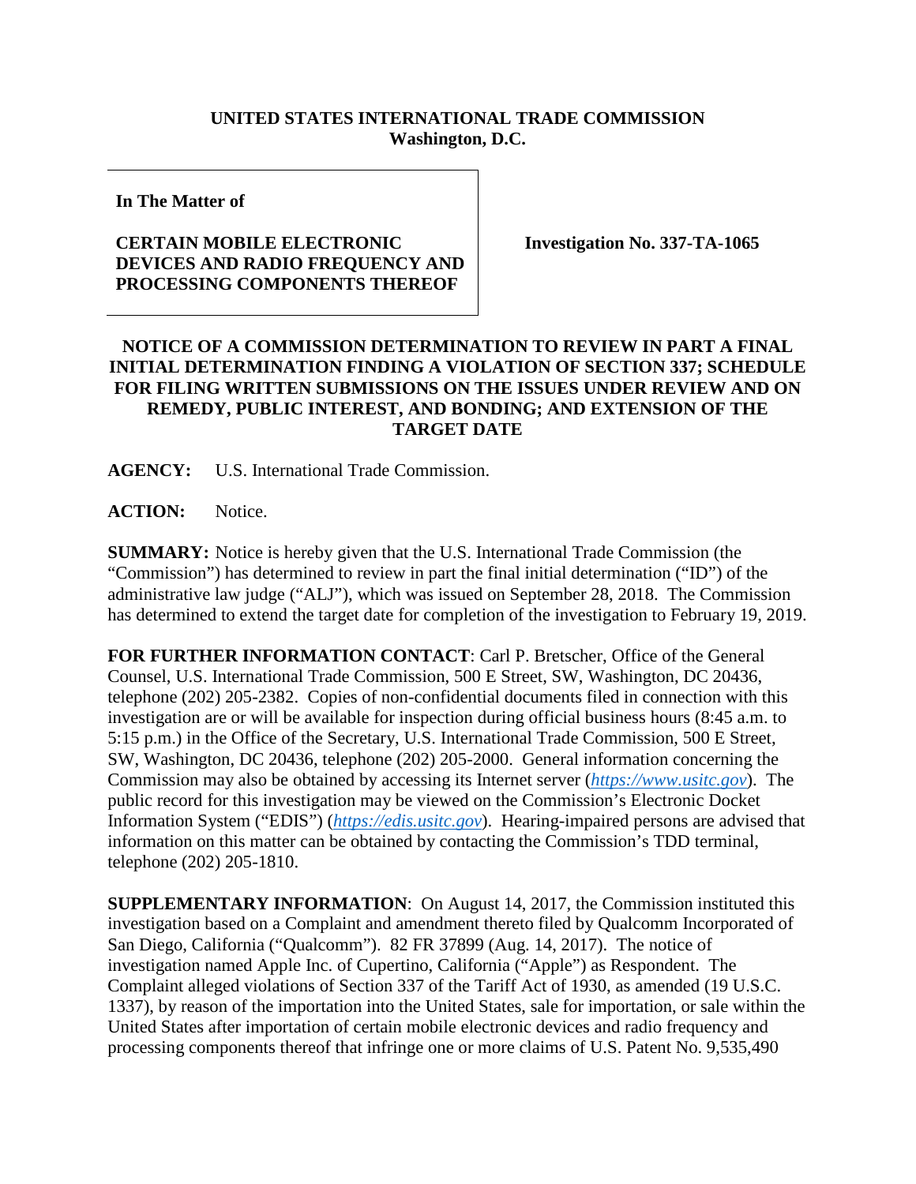**UNITED STATES INTERNATIONAL TRADE COMMISSION**
**Washington, D.C.**

| **In The Matter of** <br><br> **CERTAIN MOBILE ELECTRONIC DEVICES AND RADIO FREQUENCY AND PROCESSING COMPONENTS THEREOF** | **Investigation No. 337-TA-1065** |
|---|---|

**NOTICE OF A COMMISSION DETERMINATION TO REVIEW IN PART A FINAL INITIAL DETERMINATION FINDING A VIOLATION OF SECTION 337; SCHEDULE FOR FILING WRITTEN SUBMISSIONS ON THE ISSUES UNDER REVIEW AND ON REMEDY, PUBLIC INTEREST, AND BONDING; AND EXTENSION OF THE TARGET DATE**

**AGENCY:** U.S. International Trade Commission.

**ACTION:** Notice.

**SUMMARY:** Notice is hereby given that the U.S. International Trade Commission (the "Commission") has determined to review in part the final initial determination ("ID") of the administrative law judge ("ALJ"), which was issued on September 28, 2018. The Commission has determined to extend the target date for completion of the investigation to February 19, 2019.

**FOR FURTHER INFORMATION CONTACT**: Carl P. Bretscher, Office of the General Counsel, U.S. International Trade Commission, 500 E Street, SW, Washington, DC 20436, telephone (202) 205-2382. Copies of non-confidential documents filed in connection with this investigation are or will be available for inspection during official business hours (8:45 a.m. to 5:15 p.m.) in the Office of the Secretary, U.S. International Trade Commission, 500 E Street, SW, Washington, DC 20436, telephone (202) 205-2000. General information concerning the Commission may also be obtained by accessing its Internet server (*https://www.usitc.gov*). The public record for this investigation may be viewed on the Commission's Electronic Docket Information System ("EDIS") (*https://edis.usitc.gov*). Hearing-impaired persons are advised that information on this matter can be obtained by contacting the Commission's TDD terminal, telephone (202) 205-1810.

**SUPPLEMENTARY INFORMATION**: On August 14, 2017, the Commission instituted this investigation based on a Complaint and amendment thereto filed by Qualcomm Incorporated of San Diego, California ("Qualcomm"). 82 FR 37899 (Aug. 14, 2017). The notice of investigation named Apple Inc. of Cupertino, California ("Apple") as Respondent. The Complaint alleged violations of Section 337 of the Tariff Act of 1930, as amended (19 U.S.C. 1337), by reason of the importation into the United States, sale for importation, or sale within the United States after importation of certain mobile electronic devices and radio frequency and processing components thereof that infringe one or more claims of U.S. Patent No. 9,535,490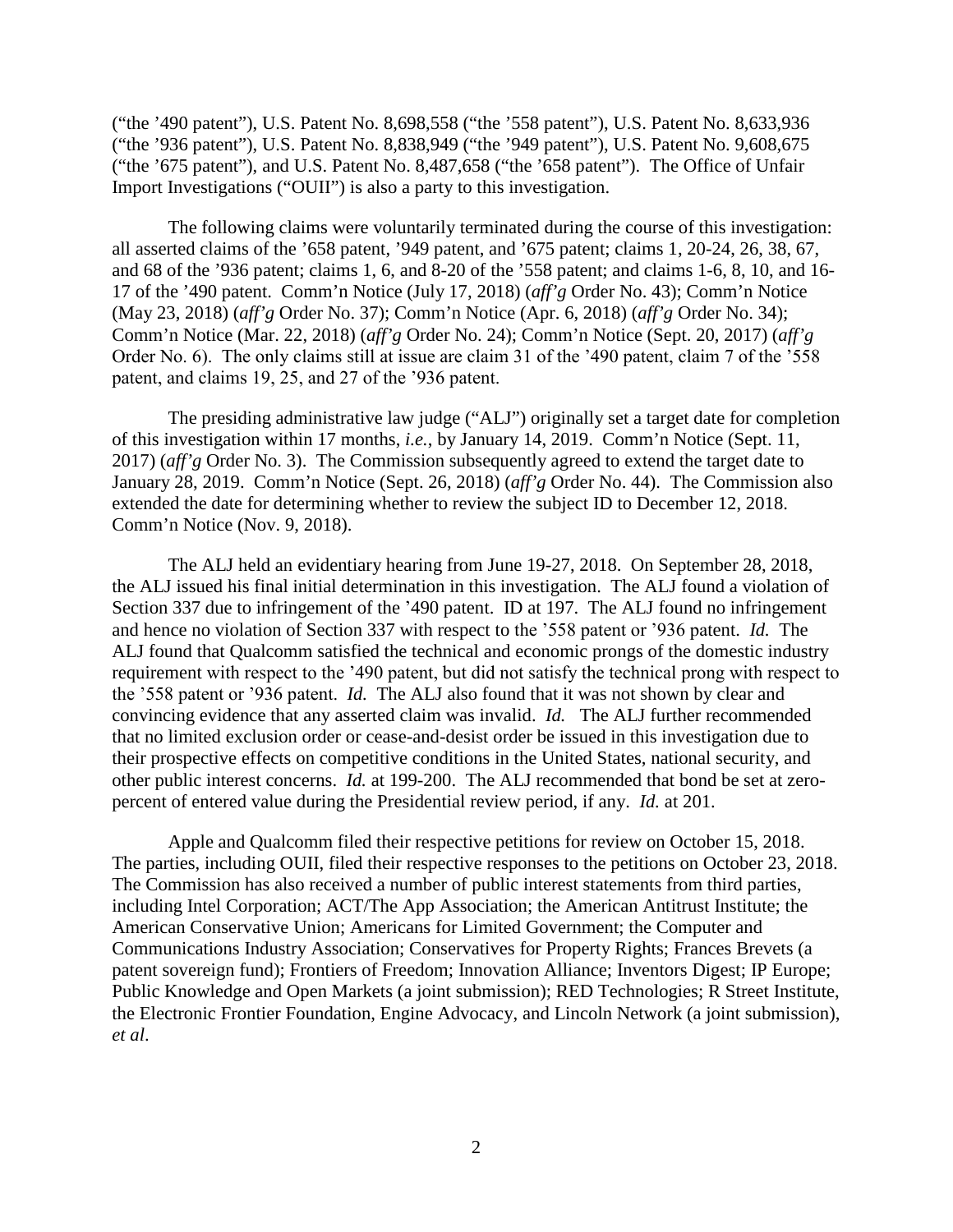("the '490 patent"), U.S. Patent No. 8,698,558 ("the '558 patent"), U.S. Patent No. 8,633,936 ("the '936 patent"), U.S. Patent No. 8,838,949 ("the '949 patent"), U.S. Patent No. 9,608,675 ("the '675 patent"), and U.S. Patent No. 8,487,658 ("the '658 patent"). The Office of Unfair Import Investigations ("OUII") is also a party to this investigation.

The following claims were voluntarily terminated during the course of this investigation: all asserted claims of the '658 patent, '949 patent, and '675 patent; claims 1, 20-24, 26, 38, 67, and 68 of the '936 patent; claims 1, 6, and 8-20 of the '558 patent; and claims 1-6, 8, 10, and 16-17 of the '490 patent. Comm'n Notice (July 17, 2018) (*aff'g* Order No. 43); Comm'n Notice (May 23, 2018) (*aff'g* Order No. 37); Comm'n Notice (Apr. 6, 2018) (*aff'g* Order No. 34); Comm'n Notice (Mar. 22, 2018) (*aff'g* Order No. 24); Comm'n Notice (Sept. 20, 2017) (*aff'g* Order No. 6). The only claims still at issue are claim 31 of the '490 patent, claim 7 of the '558 patent, and claims 19, 25, and 27 of the '936 patent.

The presiding administrative law judge ("ALJ") originally set a target date for completion of this investigation within 17 months, *i.e.*, by January 14, 2019. Comm'n Notice (Sept. 11, 2017) (*aff'g* Order No. 3). The Commission subsequently agreed to extend the target date to January 28, 2019. Comm'n Notice (Sept. 26, 2018) (*aff'g* Order No. 44). The Commission also extended the date for determining whether to review the subject ID to December 12, 2018. Comm'n Notice (Nov. 9, 2018).

The ALJ held an evidentiary hearing from June 19-27, 2018. On September 28, 2018, the ALJ issued his final initial determination in this investigation. The ALJ found a violation of Section 337 due to infringement of the '490 patent. ID at 197. The ALJ found no infringement and hence no violation of Section 337 with respect to the '558 patent or '936 patent. *Id.* The ALJ found that Qualcomm satisfied the technical and economic prongs of the domestic industry requirement with respect to the '490 patent, but did not satisfy the technical prong with respect to the '558 patent or '936 patent. *Id.* The ALJ also found that it was not shown by clear and convincing evidence that any asserted claim was invalid. *Id.* The ALJ further recommended that no limited exclusion order or cease-and-desist order be issued in this investigation due to their prospective effects on competitive conditions in the United States, national security, and other public interest concerns. *Id.* at 199-200. The ALJ recommended that bond be set at zero-percent of entered value during the Presidential review period, if any. *Id.* at 201.

Apple and Qualcomm filed their respective petitions for review on October 15, 2018. The parties, including OUII, filed their respective responses to the petitions on October 23, 2018. The Commission has also received a number of public interest statements from third parties, including Intel Corporation; ACT/The App Association; the American Antitrust Institute; the American Conservative Union; Americans for Limited Government; the Computer and Communications Industry Association; Conservatives for Property Rights; Frances Brevets (a patent sovereign fund); Frontiers of Freedom; Innovation Alliance; Inventors Digest; IP Europe; Public Knowledge and Open Markets (a joint submission); RED Technologies; R Street Institute, the Electronic Frontier Foundation, Engine Advocacy, and Lincoln Network (a joint submission), *et al*.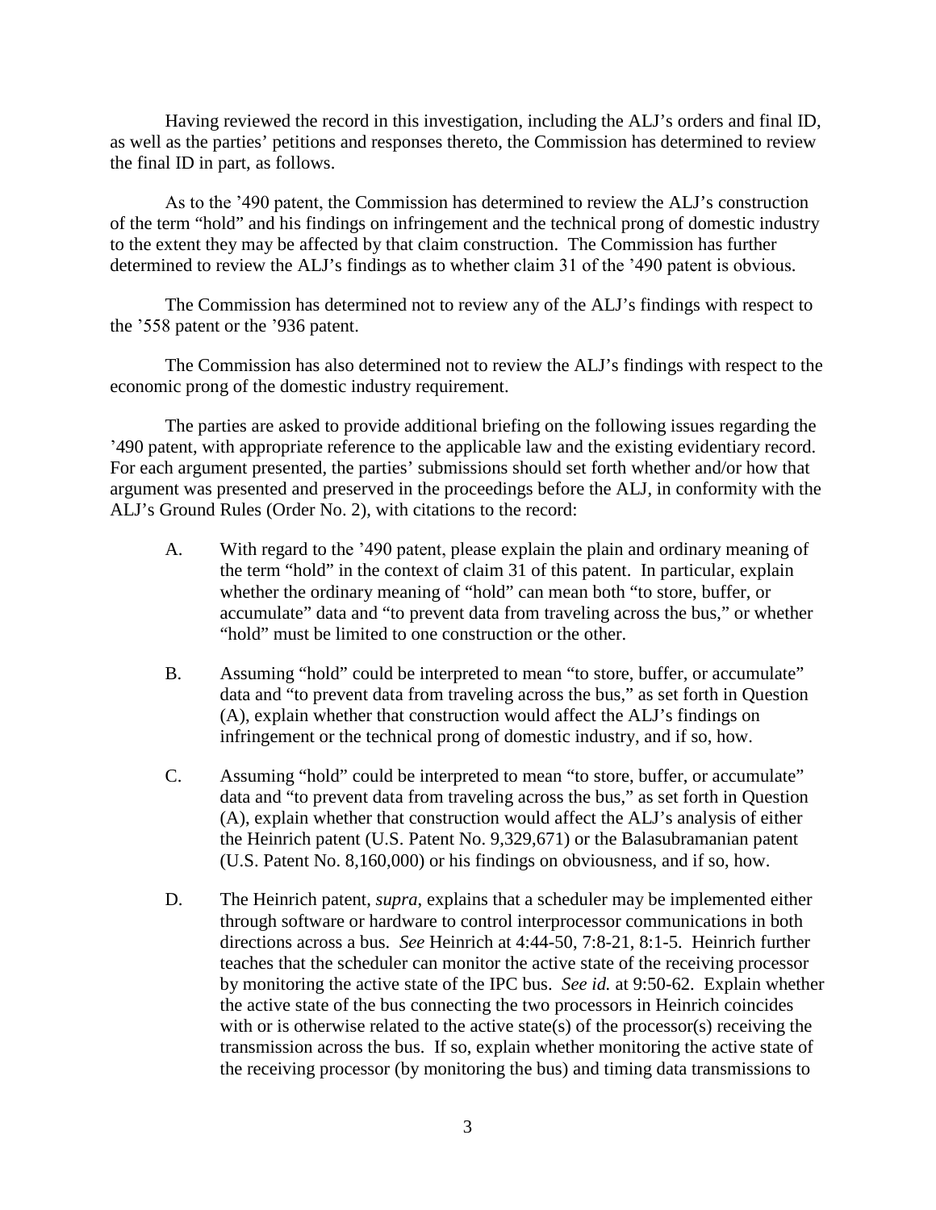Having reviewed the record in this investigation, including the ALJ's orders and final ID, as well as the parties' petitions and responses thereto, the Commission has determined to review the final ID in part, as follows.

As to the '490 patent, the Commission has determined to review the ALJ's construction of the term "hold" and his findings on infringement and the technical prong of domestic industry to the extent they may be affected by that claim construction. The Commission has further determined to review the ALJ's findings as to whether claim 31 of the '490 patent is obvious.

The Commission has determined not to review any of the ALJ's findings with respect to the '558 patent or the '936 patent.

The Commission has also determined not to review the ALJ's findings with respect to the economic prong of the domestic industry requirement.

The parties are asked to provide additional briefing on the following issues regarding the '490 patent, with appropriate reference to the applicable law and the existing evidentiary record. For each argument presented, the parties' submissions should set forth whether and/or how that argument was presented and preserved in the proceedings before the ALJ, in conformity with the ALJ's Ground Rules (Order No. 2), with citations to the record:

A. With regard to the '490 patent, please explain the plain and ordinary meaning of the term "hold" in the context of claim 31 of this patent. In particular, explain whether the ordinary meaning of "hold" can mean both "to store, buffer, or accumulate" data and "to prevent data from traveling across the bus," or whether "hold" must be limited to one construction or the other.

B. Assuming "hold" could be interpreted to mean "to store, buffer, or accumulate" data and "to prevent data from traveling across the bus," as set forth in Question (A), explain whether that construction would affect the ALJ's findings on infringement or the technical prong of domestic industry, and if so, how.

C. Assuming "hold" could be interpreted to mean "to store, buffer, or accumulate" data and "to prevent data from traveling across the bus," as set forth in Question (A), explain whether that construction would affect the ALJ's analysis of either the Heinrich patent (U.S. Patent No. 9,329,671) or the Balasubramanian patent (U.S. Patent No. 8,160,000) or his findings on obviousness, and if so, how.

D. The Heinrich patent, *supra*, explains that a scheduler may be implemented either through software or hardware to control interprocessor communications in both directions across a bus. *See* Heinrich at 4:44-50, 7:8-21, 8:1-5. Heinrich further teaches that the scheduler can monitor the active state of the receiving processor by monitoring the active state of the IPC bus. *See id.* at 9:50-62. Explain whether the active state of the bus connecting the two processors in Heinrich coincides with or is otherwise related to the active state(s) of the processor(s) receiving the transmission across the bus. If so, explain whether monitoring the active state of the receiving processor (by monitoring the bus) and timing data transmissions to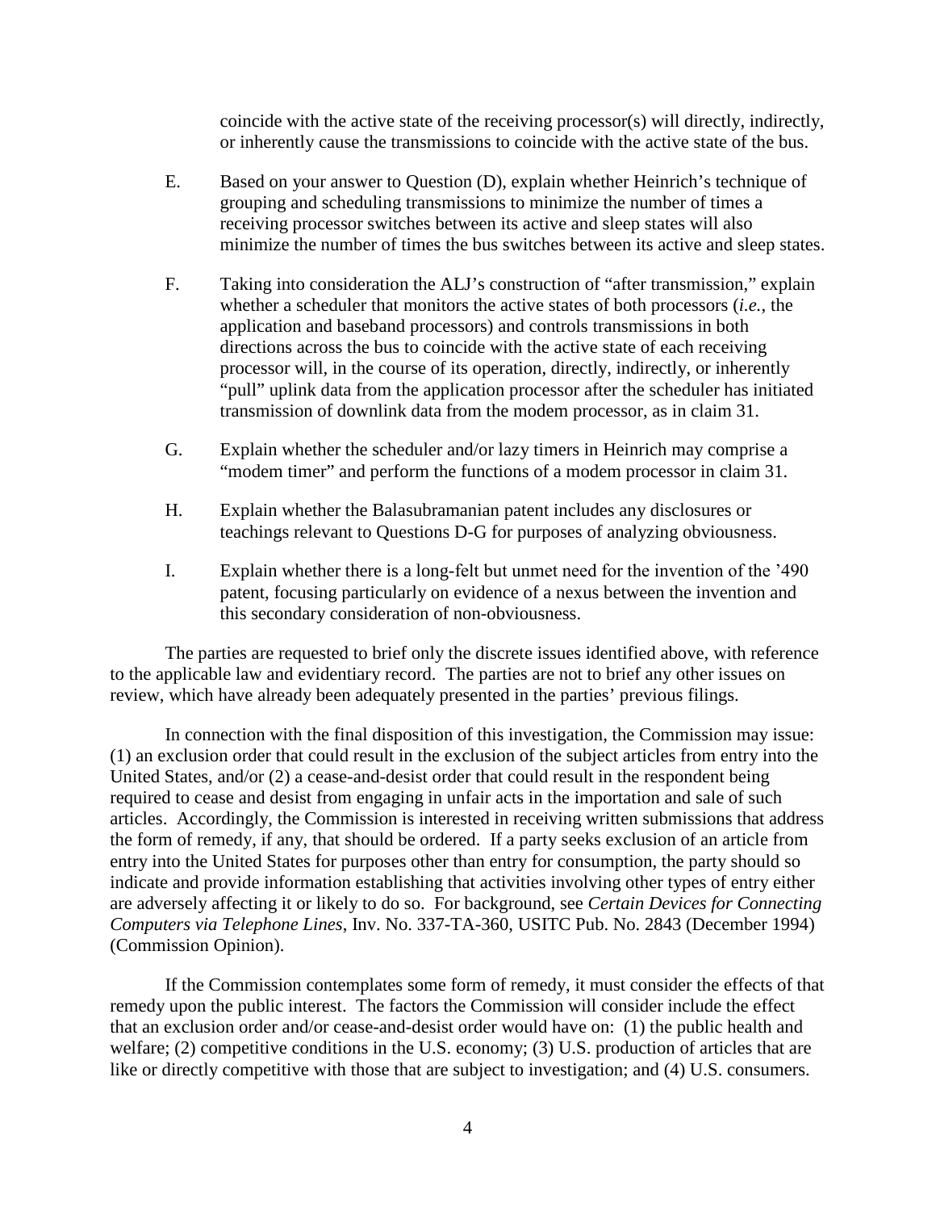coincide with the active state of the receiving processor(s) will directly, indirectly, or inherently cause the transmissions to coincide with the active state of the bus.

E. Based on your answer to Question (D), explain whether Heinrich's technique of grouping and scheduling transmissions to minimize the number of times a receiving processor switches between its active and sleep states will also minimize the number of times the bus switches between its active and sleep states.

F. Taking into consideration the ALJ's construction of "after transmission," explain whether a scheduler that monitors the active states of both processors (*i.e.*, the application and baseband processors) and controls transmissions in both directions across the bus to coincide with the active state of each receiving processor will, in the course of its operation, directly, indirectly, or inherently "pull" uplink data from the application processor after the scheduler has initiated transmission of downlink data from the modem processor, as in claim 31.

G. Explain whether the scheduler and/or lazy timers in Heinrich may comprise a "modem timer" and perform the functions of a modem processor in claim 31.

H. Explain whether the Balasubramanian patent includes any disclosures or teachings relevant to Questions D-G for purposes of analyzing obviousness.

I. Explain whether there is a long-felt but unmet need for the invention of the '490 patent, focusing particularly on evidence of a nexus between the invention and this secondary consideration of non-obviousness.

The parties are requested to brief only the discrete issues identified above, with reference to the applicable law and evidentiary record. The parties are not to brief any other issues on review, which have already been adequately presented in the parties' previous filings.

In connection with the final disposition of this investigation, the Commission may issue: (1) an exclusion order that could result in the exclusion of the subject articles from entry into the United States, and/or (2) a cease-and-desist order that could result in the respondent being required to cease and desist from engaging in unfair acts in the importation and sale of such articles. Accordingly, the Commission is interested in receiving written submissions that address the form of remedy, if any, that should be ordered. If a party seeks exclusion of an article from entry into the United States for purposes other than entry for consumption, the party should so indicate and provide information establishing that activities involving other types of entry either are adversely affecting it or likely to do so. For background, see *Certain Devices for Connecting Computers via Telephone Lines*, Inv. No. 337-TA-360, USITC Pub. No. 2843 (December 1994) (Commission Opinion).

If the Commission contemplates some form of remedy, it must consider the effects of that remedy upon the public interest. The factors the Commission will consider include the effect that an exclusion order and/or cease-and-desist order would have on: (1) the public health and welfare; (2) competitive conditions in the U.S. economy; (3) U.S. production of articles that are like or directly competitive with those that are subject to investigation; and (4) U.S. consumers.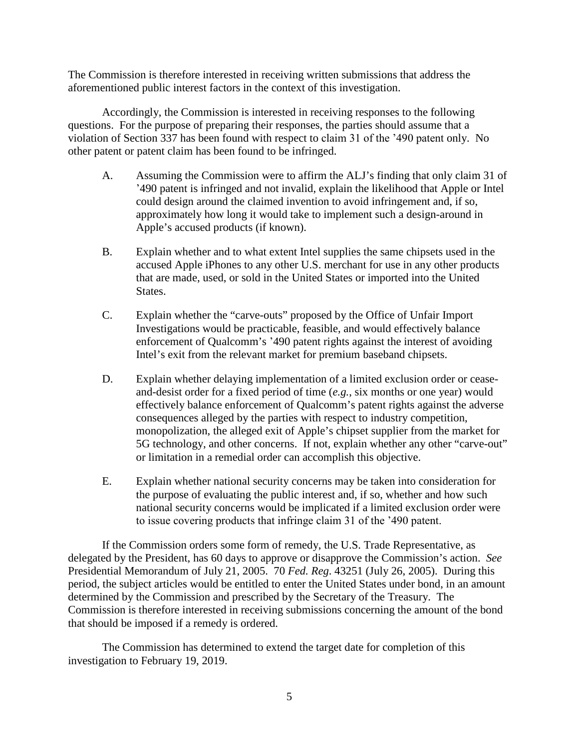The Commission is therefore interested in receiving written submissions that address the aforementioned public interest factors in the context of this investigation.

Accordingly, the Commission is interested in receiving responses to the following questions. For the purpose of preparing their responses, the parties should assume that a violation of Section 337 has been found with respect to claim 31 of the '490 patent only. No other patent or patent claim has been found to be infringed.

A. Assuming the Commission were to affirm the ALJ's finding that only claim 31 of '490 patent is infringed and not invalid, explain the likelihood that Apple or Intel could design around the claimed invention to avoid infringement and, if so, approximately how long it would take to implement such a design-around in Apple's accused products (if known).

B. Explain whether and to what extent Intel supplies the same chipsets used in the accused Apple iPhones to any other U.S. merchant for use in any other products that are made, used, or sold in the United States or imported into the United States.

C. Explain whether the "carve-outs" proposed by the Office of Unfair Import Investigations would be practicable, feasible, and would effectively balance enforcement of Qualcomm's '490 patent rights against the interest of avoiding Intel's exit from the relevant market for premium baseband chipsets.

D. Explain whether delaying implementation of a limited exclusion order or cease-and-desist order for a fixed period of time (*e.g.*, six months or one year) would effectively balance enforcement of Qualcomm's patent rights against the adverse consequences alleged by the parties with respect to industry competition, monopolization, the alleged exit of Apple's chipset supplier from the market for 5G technology, and other concerns. If not, explain whether any other "carve-out" or limitation in a remedial order can accomplish this objective.

E. Explain whether national security concerns may be taken into consideration for the purpose of evaluating the public interest and, if so, whether and how such national security concerns would be implicated if a limited exclusion order were to issue covering products that infringe claim 31 of the '490 patent.

If the Commission orders some form of remedy, the U.S. Trade Representative, as delegated by the President, has 60 days to approve or disapprove the Commission's action. *See* Presidential Memorandum of July 21, 2005. 70 *Fed. Reg*. 43251 (July 26, 2005). During this period, the subject articles would be entitled to enter the United States under bond, in an amount determined by the Commission and prescribed by the Secretary of the Treasury. The Commission is therefore interested in receiving submissions concerning the amount of the bond that should be imposed if a remedy is ordered.

The Commission has determined to extend the target date for completion of this investigation to February 19, 2019.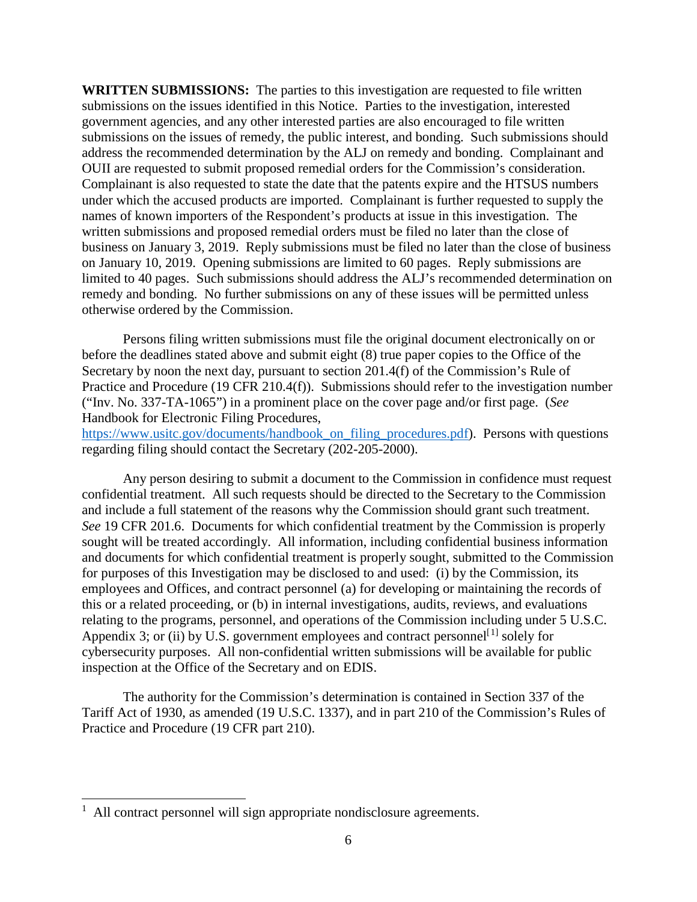**WRITTEN SUBMISSIONS:** The parties to this investigation are requested to file written submissions on the issues identified in this Notice. Parties to the investigation, interested government agencies, and any other interested parties are also encouraged to file written submissions on the issues of remedy, the public interest, and bonding. Such submissions should address the recommended determination by the ALJ on remedy and bonding. Complainant and OUII are requested to submit proposed remedial orders for the Commission's consideration. Complainant is also requested to state the date that the patents expire and the HTSUS numbers under which the accused products are imported. Complainant is further requested to supply the names of known importers of the Respondent's products at issue in this investigation. The written submissions and proposed remedial orders must be filed no later than the close of business on January 3, 2019. Reply submissions must be filed no later than the close of business on January 10, 2019. Opening submissions are limited to 60 pages. Reply submissions are limited to 40 pages. Such submissions should address the ALJ's recommended determination on remedy and bonding. No further submissions on any of these issues will be permitted unless otherwise ordered by the Commission.

Persons filing written submissions must file the original document electronically on or before the deadlines stated above and submit eight (8) true paper copies to the Office of the Secretary by noon the next day, pursuant to section 201.4(f) of the Commission's Rule of Practice and Procedure (19 CFR 210.4(f)). Submissions should refer to the investigation number ("Inv. No. 337-TA-1065") in a prominent place on the cover page and/or first page. (*See* Handbook for Electronic Filing Procedures, https://www.usitc.gov/documents/handbook_on_filing_procedures.pdf). Persons with questions regarding filing should contact the Secretary (202-205-2000).

Any person desiring to submit a document to the Commission in confidence must request confidential treatment. All such requests should be directed to the Secretary to the Commission and include a full statement of the reasons why the Commission should grant such treatment. *See* 19 CFR 201.6. Documents for which confidential treatment by the Commission is properly sought will be treated accordingly. All information, including confidential business information and documents for which confidential treatment is properly sought, submitted to the Commission for purposes of this Investigation may be disclosed to and used: (i) by the Commission, its employees and Offices, and contract personnel (a) for developing or maintaining the records of this or a related proceeding, or (b) in internal investigations, audits, reviews, and evaluations relating to the programs, personnel, and operations of the Commission including under 5 U.S.C. Appendix 3; or (ii) by U.S. government employees and contract personnel[1] solely for cybersecurity purposes. All non-confidential written submissions will be available for public inspection at the Office of the Secretary and on EDIS.

The authority for the Commission's determination is contained in Section 337 of the Tariff Act of 1930, as amended (19 U.S.C. 1337), and in part 210 of the Commission's Rules of Practice and Procedure (19 CFR part 210).

---

[1] All contract personnel will sign appropriate nondisclosure agreements.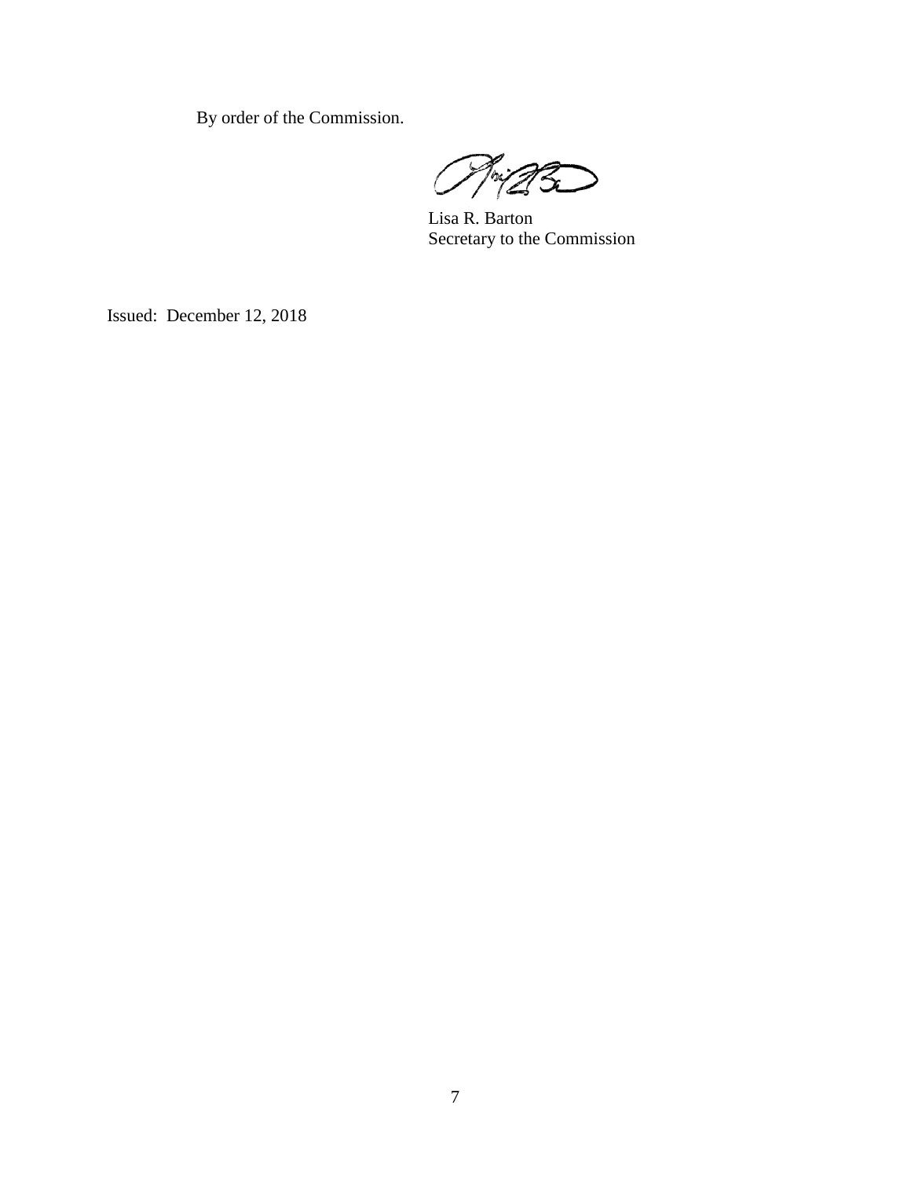By order of the Commission.

Lisa R. Barton
Secretary to the Commission

Issued: December 12, 2018